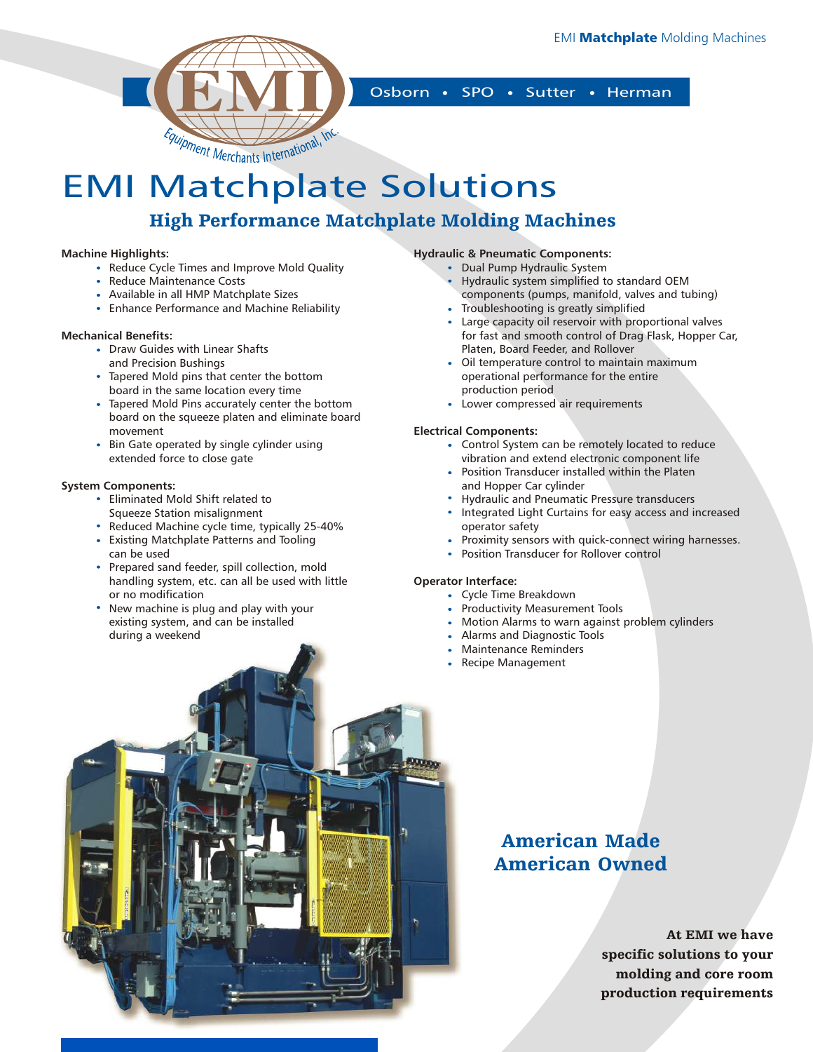EMI **Matchplate** Molding Machines

EMI Equipment Merchants International, Inc.

Osborn • SPO • Sutter • Herman

# EMI Matchplate Solutions

## High Performance Matchplate Molding Machines

**Machine Highlights:**

- Reduce Cycle Times and Improve Mold Quality
- Reduce Maintenance Costs
- Available in all HMP Matchplate Sizes
- Enhance Performance and Machine Reliability

**Mechanical Benefits:**

- Draw Guides with Linear Shafts and Precision Bushings
- Tapered Mold pins that center the bottom board in the same location every time
- Tapered Mold Pins accurately center the bottom board on the squeeze platen and eliminate board movement
- Bin Gate operated by single cylinder using extended force to close gate

**System Components:**

- Eliminated Mold Shift related to Squeeze Station misalignment
- Reduced Machine cycle time, typically 25-40%
- Existing Matchplate Patterns and Tooling can be used
- Prepared sand feeder, spill collection, mold handling system, etc. can all be used with little or no modification
- New machine is plug and play with your existing system, and can be installed during a weekend

**Hydraulic & Pneumatic Components:**

- Dual Pump Hydraulic System
- Hydraulic system simplified to standard OEM components (pumps, manifold, valves and tubing)
- Troubleshooting is greatly simplified
- Large capacity oil reservoir with proportional valves for fast and smooth control of Drag Flask, Hopper Car, Platen, Board Feeder, and Rollover
- Oil temperature control to maintain maximum operational performance for the entire production period
- Lower compressed air requirements

**Electrical Components:**

- Control System can be remotely located to reduce vibration and extend electronic component life
- Position Transducer installed within the Platen and Hopper Car cylinder
- Hydraulic and Pneumatic Pressure transducers
- Integrated Light Curtains for easy access and increased operator safety
- Proximity sensors with quick-connect wiring harnesses.
- Position Transducer for Rollover control

**Operator Interface:**

- Cycle Time Breakdown
- Productivity Measurement Tools
- Motion Alarms to warn against problem cylinders
- Alarms and Diagnostic Tools
- Maintenance Reminders
- Recipe Management

## American Made
## American Owned

**At EMI we have specific solutions to your molding and core room production requirements**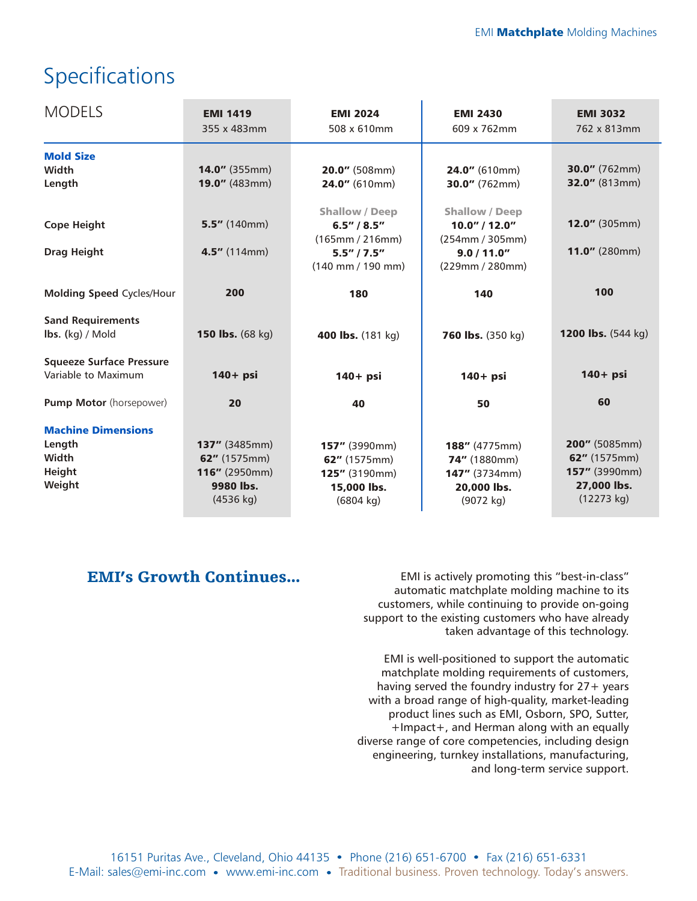# Specifications

| MODELS | EMI 1419 355 x 483mm | EMI 2024 508 x 610mm | EMI 2430 609 x 762mm | EMI 3032 762 x 813mm |
|---|---|---|---|---|
| **Mold Size** | | | | |
| **Width** | **14.0″** (355mm) | **20.0″** (508mm) | **24.0″** (610mm) | **30.0″** (762mm) |
| **Length** | **19.0″** (483mm) | **24.0″** (610mm) | **30.0″** (762mm) | **32.0″** (813mm) |
| | | Shallow / Deep | Shallow / Deep | |
| **Cope Height** | **5.5″** (140mm) | **6.5″ / 8.5″** (165mm / 216mm) | **10.0″ / 12.0″** (254mm / 305mm) | **12.0″** (305mm) |
| **Drag Height** | **4.5″** (114mm) | **5.5″ / 7.5″** (140 mm / 190 mm) | **9.0 / 11.0″** (229mm / 280mm) | **11.0″** (280mm) |
| **Molding Speed** Cycles/Hour | **200** | **180** | **140** | **100** |
| **Sand Requirements** lbs. (kg) / Mold | **150 lbs.** (68 kg) | **400 lbs.** (181 kg) | **760 lbs.** (350 kg) | **1200 lbs.** (544 kg) |
| **Squeeze Surface Pressure** Variable to Maximum | **140+ psi** | **140+ psi** | **140+ psi** | **140+ psi** |
| **Pump Motor** (horsepower) | **20** | **40** | **50** | **60** |
| **Machine Dimensions** | | | | |
| **Length** | **137″** (3485mm) | **157″** (3990mm) | **188″** (4775mm) | **200″** (5085mm) |
| **Width** | **62″** (1575mm) | **62″** (1575mm) | **74″** (1880mm) | **62″** (1575mm) |
| **Height** | **116″** (2950mm) | **125″** (3190mm) | **147″** (3734mm) | **157″** (3990mm) |
| **Weight** | **9980 lbs.** (4536 kg) | **15,000 lbs.** (6804 kg) | **20,000 lbs.** (9072 kg) | **27,000 lbs.** (12273 kg) |

## EMI's Growth Continues...

EMI is actively promoting this "best-in-class" automatic matchplate molding machine to its customers, while continuing to provide on-going support to the existing customers who have already taken advantage of this technology.

EMI is well-positioned to support the automatic matchplate molding requirements of customers, having served the foundry industry for 27+ years with a broad range of high-quality, market-leading product lines such as EMI, Osborn, SPO, Sutter, +Impact+, and Herman along with an equally diverse range of core competencies, including design engineering, turnkey installations, manufacturing, and long-term service support.

16151 Puritas Ave., Cleveland, Ohio 44135 • Phone (216) 651-6700 • Fax (216) 651-6331
E-Mail: sales@emi-inc.com • www.emi-inc.com • Traditional business. Proven technology. Today's answers.